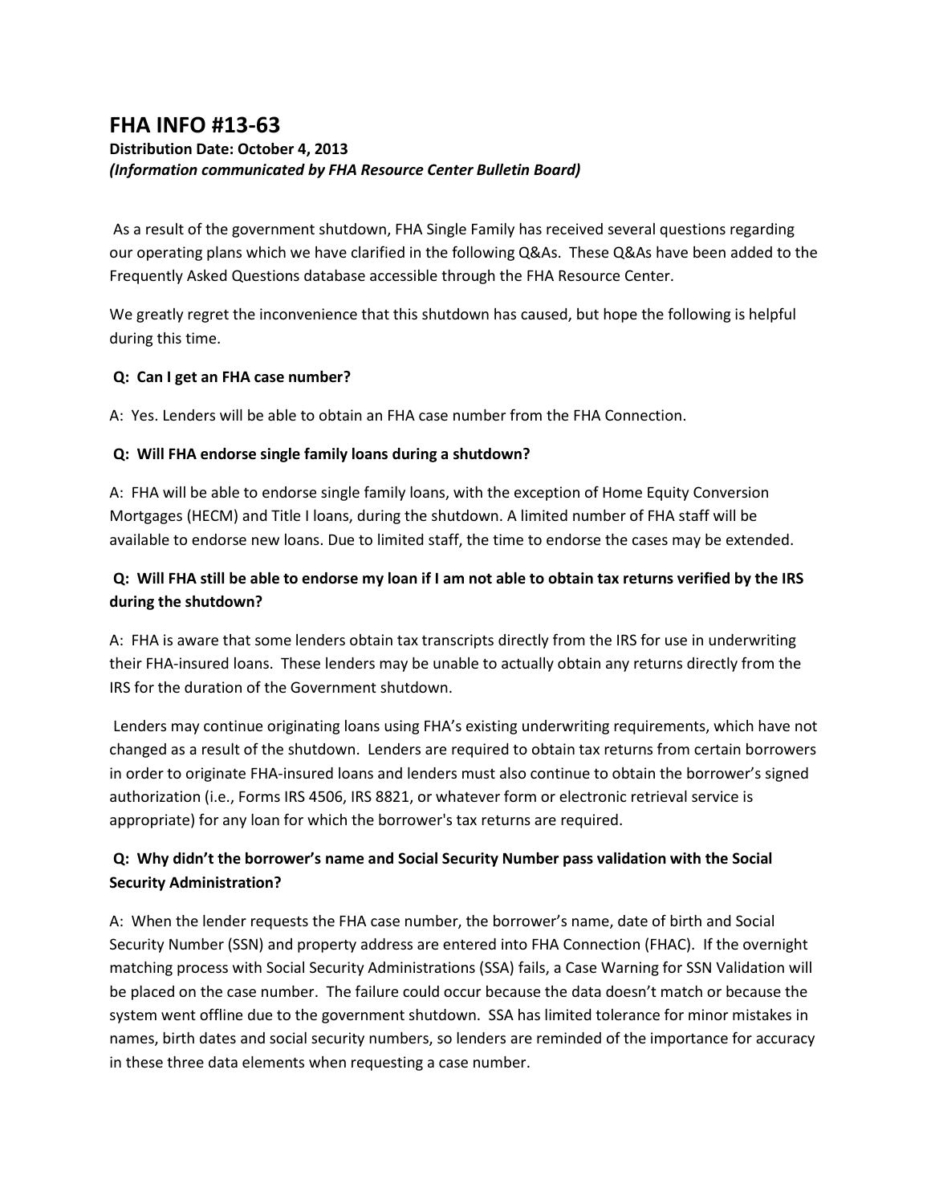# FHA INFO #13-63

**Distribution Date: October 4, 2013**

***(Information communicated by FHA Resource Center Bulletin Board)***

As a result of the government shutdown, FHA Single Family has received several questions regarding our operating plans which we have clarified in the following Q&As. These Q&As have been added to the Frequently Asked Questions database accessible through the FHA Resource Center.

We greatly regret the inconvenience that this shutdown has caused, but hope the following is helpful during this time.

**Q: Can I get an FHA case number?**

A: Yes. Lenders will be able to obtain an FHA case number from the FHA Connection.

**Q: Will FHA endorse single family loans during a shutdown?**

A: FHA will be able to endorse single family loans, with the exception of Home Equity Conversion Mortgages (HECM) and Title I loans, during the shutdown. A limited number of FHA staff will be available to endorse new loans. Due to limited staff, the time to endorse the cases may be extended.

**Q: Will FHA still be able to endorse my loan if I am not able to obtain tax returns verified by the IRS during the shutdown?**

A: FHA is aware that some lenders obtain tax transcripts directly from the IRS for use in underwriting their FHA-insured loans. These lenders may be unable to actually obtain any returns directly from the IRS for the duration of the Government shutdown.

Lenders may continue originating loans using FHA's existing underwriting requirements, which have not changed as a result of the shutdown. Lenders are required to obtain tax returns from certain borrowers in order to originate FHA-insured loans and lenders must also continue to obtain the borrower's signed authorization (i.e., Forms IRS 4506, IRS 8821, or whatever form or electronic retrieval service is appropriate) for any loan for which the borrower's tax returns are required.

**Q: Why didn't the borrower's name and Social Security Number pass validation with the Social Security Administration?**

A: When the lender requests the FHA case number, the borrower's name, date of birth and Social Security Number (SSN) and property address are entered into FHA Connection (FHAC). If the overnight matching process with Social Security Administrations (SSA) fails, a Case Warning for SSN Validation will be placed on the case number. The failure could occur because the data doesn't match or because the system went offline due to the government shutdown. SSA has limited tolerance for minor mistakes in names, birth dates and social security numbers, so lenders are reminded of the importance for accuracy in these three data elements when requesting a case number.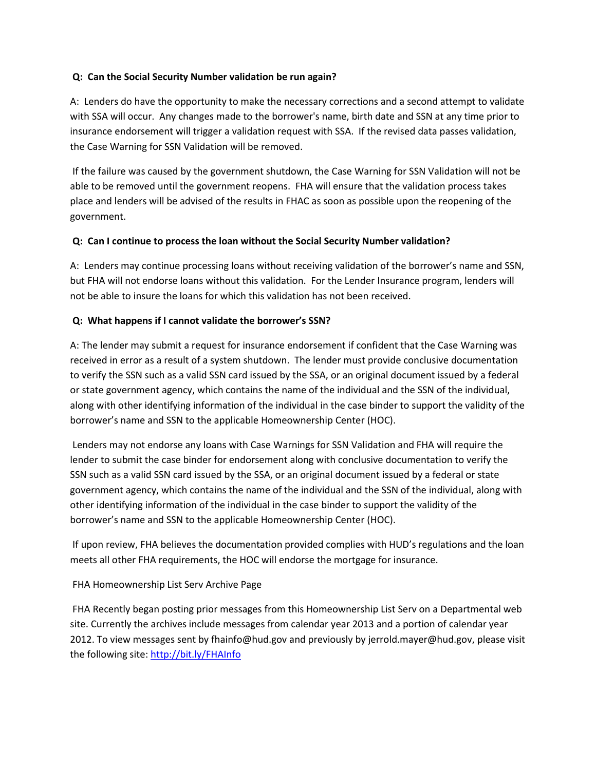**Q: Can the Social Security Number validation be run again?**

A: Lenders do have the opportunity to make the necessary corrections and a second attempt to validate with SSA will occur. Any changes made to the borrower's name, birth date and SSN at any time prior to insurance endorsement will trigger a validation request with SSA. If the revised data passes validation, the Case Warning for SSN Validation will be removed.

If the failure was caused by the government shutdown, the Case Warning for SSN Validation will not be able to be removed until the government reopens. FHA will ensure that the validation process takes place and lenders will be advised of the results in FHAC as soon as possible upon the reopening of the government.

**Q: Can I continue to process the loan without the Social Security Number validation?**

A: Lenders may continue processing loans without receiving validation of the borrower's name and SSN, but FHA will not endorse loans without this validation. For the Lender Insurance program, lenders will not be able to insure the loans for which this validation has not been received.

**Q: What happens if I cannot validate the borrower's SSN?**

A: The lender may submit a request for insurance endorsement if confident that the Case Warning was received in error as a result of a system shutdown. The lender must provide conclusive documentation to verify the SSN such as a valid SSN card issued by the SSA, or an original document issued by a federal or state government agency, which contains the name of the individual and the SSN of the individual, along with other identifying information of the individual in the case binder to support the validity of the borrower's name and SSN to the applicable Homeownership Center (HOC).

Lenders may not endorse any loans with Case Warnings for SSN Validation and FHA will require the lender to submit the case binder for endorsement along with conclusive documentation to verify the SSN such as a valid SSN card issued by the SSA, or an original document issued by a federal or state government agency, which contains the name of the individual and the SSN of the individual, along with other identifying information of the individual in the case binder to support the validity of the borrower's name and SSN to the applicable Homeownership Center (HOC).

If upon review, FHA believes the documentation provided complies with HUD's regulations and the loan meets all other FHA requirements, the HOC will endorse the mortgage for insurance.

FHA Homeownership List Serv Archive Page

FHA Recently began posting prior messages from this Homeownership List Serv on a Departmental web site. Currently the archives include messages from calendar year 2013 and a portion of calendar year 2012. To view messages sent by fhainfo@hud.gov and previously by jerrold.mayer@hud.gov, please visit the following site: http://bit.ly/FHAInfo